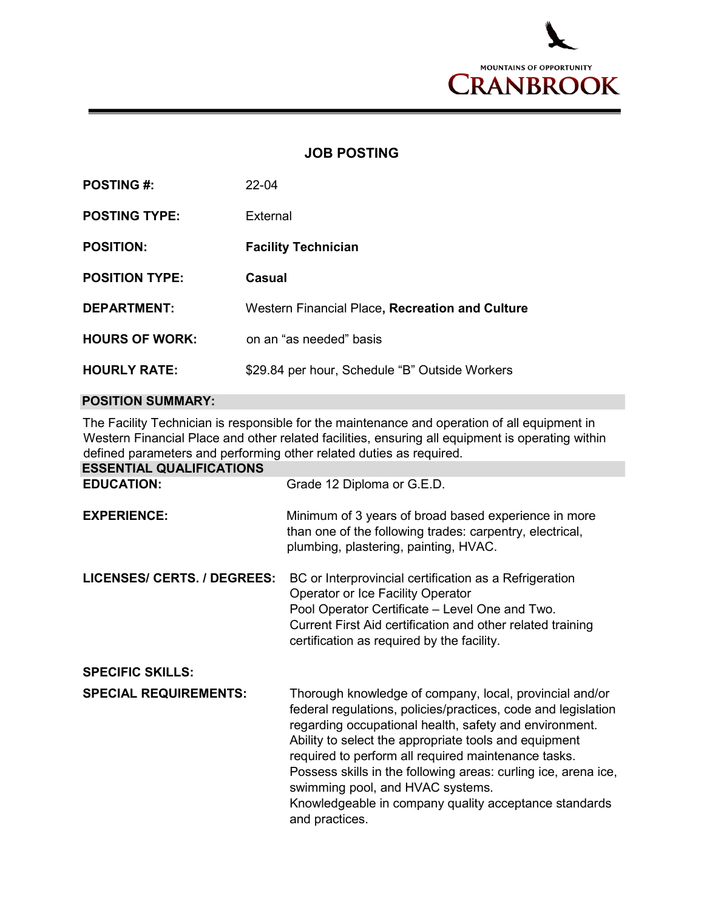MOUNTAINS OF OPPORTUNITY

**CRANBROOK**

# JOB POSTING

| | |
|---|---|
| **POSTING #:** | 22-04 |
| **POSTING TYPE:** | External |
| **POSITION:** | **Facility Technician** |
| **POSITION TYPE:** | **Casual** |
| **DEPARTMENT:** | Western Financial Place**, Recreation and Culture** |
| **HOURS OF WORK:** | on an "as needed" basis |
| **HOURLY RATE:** | $29.84 per hour, Schedule "B" Outside Workers |

## POSITION SUMMARY:

The Facility Technician is responsible for the maintenance and operation of all equipment in Western Financial Place and other related facilities, ensuring all equipment is operating within defined parameters and performing other related duties as required.

## ESSENTIAL QUALIFICATIONS

**EDUCATION:** Grade 12 Diploma or G.E.D.

**EXPERIENCE:** Minimum of 3 years of broad based experience in more than one of the following trades: carpentry, electrical, plumbing, plastering, painting, HVAC.

**LICENSES/ CERTS. / DEGREES:** BC or Interprovincial certification as a Refrigeration Operator or Ice Facility Operator
Pool Operator Certificate – Level One and Two.
Current First Aid certification and other related training certification as required by the facility.

**SPECIFIC SKILLS:**

**SPECIAL REQUIREMENTS:** Thorough knowledge of company, local, provincial and/or federal regulations, policies/practices, code and legislation regarding occupational health, safety and environment.
Ability to select the appropriate tools and equipment required to perform all required maintenance tasks.
Possess skills in the following areas: curling ice, arena ice, swimming pool, and HVAC systems.
Knowledgeable in company quality acceptance standards and practices.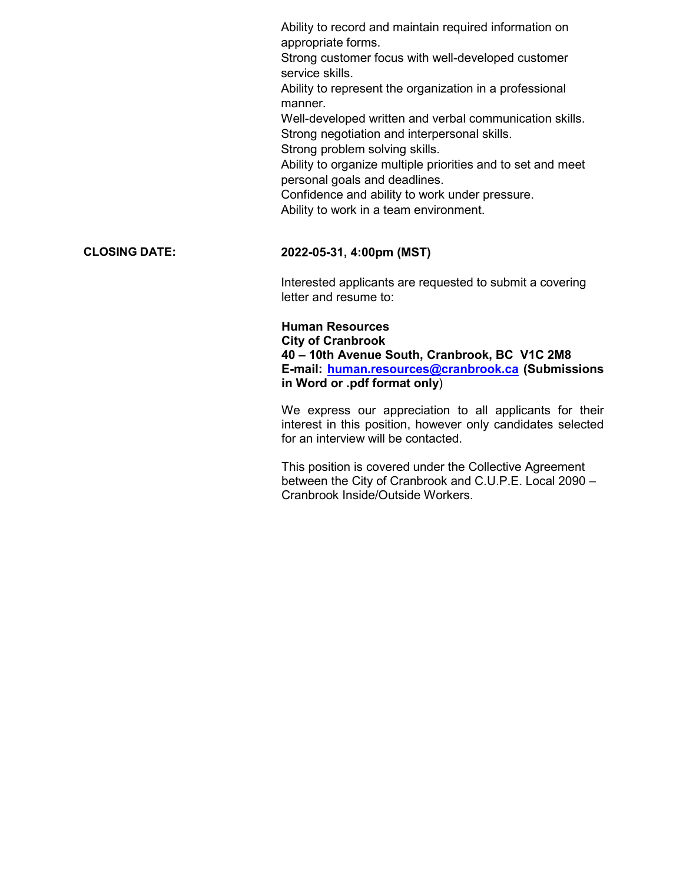Ability to record and maintain required information on appropriate forms.

Strong customer focus with well-developed customer service skills.

Ability to represent the organization in a professional manner.

Well-developed written and verbal communication skills.

Strong negotiation and interpersonal skills.

Strong problem solving skills.

Ability to organize multiple priorities and to set and meet personal goals and deadlines.

Confidence and ability to work under pressure.

Ability to work in a team environment.

**CLOSING DATE:** **2022-05-31, 4:00pm (MST)**

Interested applicants are requested to submit a covering letter and resume to:

**Human Resources**
**City of Cranbrook**
**40 – 10th Avenue South, Cranbrook, BC V1C 2M8**
**E-mail: human.resources@cranbrook.ca (Submissions in Word or .pdf format only**)

We express our appreciation to all applicants for their interest in this position, however only candidates selected for an interview will be contacted.

This position is covered under the Collective Agreement between the City of Cranbrook and C.U.P.E. Local 2090 – Cranbrook Inside/Outside Workers.